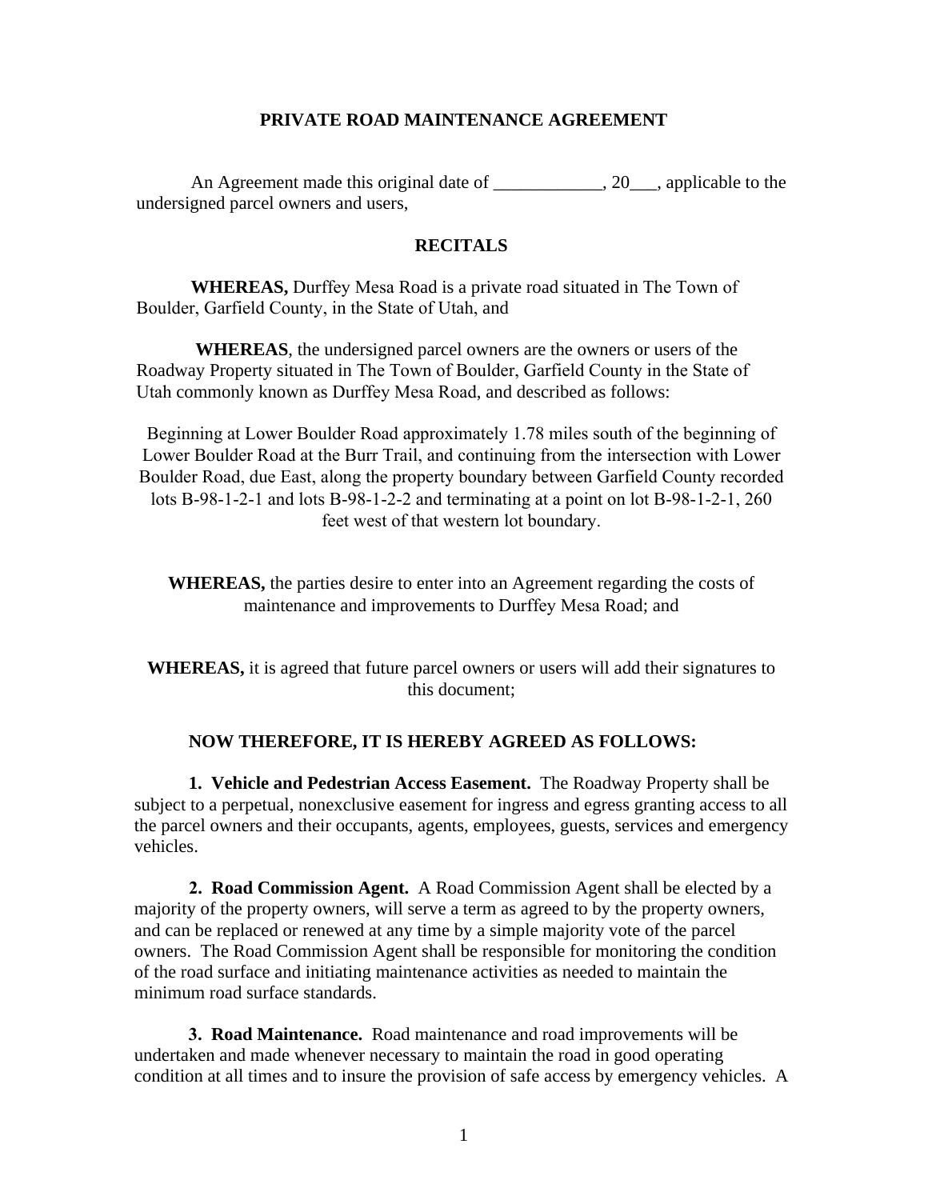# PRIVATE ROAD MAINTENANCE AGREEMENT

An Agreement made this original date of ____________, 20___, applicable to the undersigned parcel owners and users,

## RECITALS

**WHEREAS,** Durffey Mesa Road is a private road situated in The Town of Boulder, Garfield County, in the State of Utah, and

**WHEREAS**, the undersigned parcel owners are the owners or users of the Roadway Property situated in The Town of Boulder, Garfield County in the State of Utah commonly known as Durffey Mesa Road, and described as follows:

Beginning at Lower Boulder Road approximately 1.78 miles south of the beginning of Lower Boulder Road at the Burr Trail, and continuing from the intersection with Lower Boulder Road, due East, along the property boundary between Garfield County recorded lots B-98-1-2-1 and lots B-98-1-2-2 and terminating at a point on lot B-98-1-2-1, 260 feet west of that western lot boundary.

**WHEREAS,** the parties desire to enter into an Agreement regarding the costs of maintenance and improvements to Durffey Mesa Road; and

**WHEREAS,** it is agreed that future parcel owners or users will add their signatures to this document;

**NOW THEREFORE, IT IS HEREBY AGREED AS FOLLOWS:**

**1. Vehicle and Pedestrian Access Easement.** The Roadway Property shall be subject to a perpetual, nonexclusive easement for ingress and egress granting access to all the parcel owners and their occupants, agents, employees, guests, services and emergency vehicles.

**2. Road Commission Agent.** A Road Commission Agent shall be elected by a majority of the property owners, will serve a term as agreed to by the property owners, and can be replaced or renewed at any time by a simple majority vote of the parcel owners. The Road Commission Agent shall be responsible for monitoring the condition of the road surface and initiating maintenance activities as needed to maintain the minimum road surface standards.

**3. Road Maintenance.** Road maintenance and road improvements will be undertaken and made whenever necessary to maintain the road in good operating condition at all times and to insure the provision of safe access by emergency vehicles. A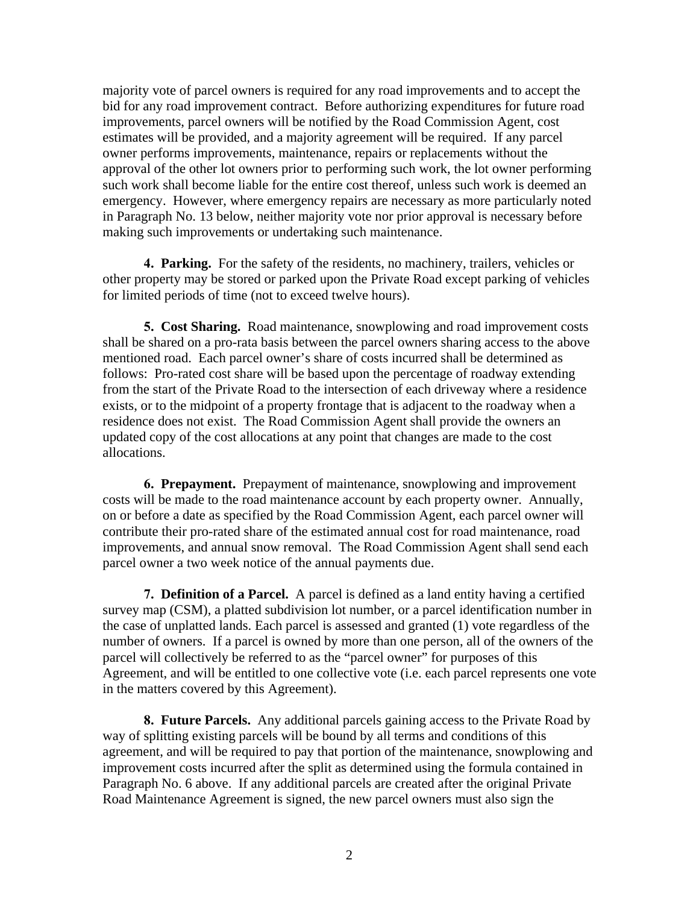majority vote of parcel owners is required for any road improvements and to accept the bid for any road improvement contract. Before authorizing expenditures for future road improvements, parcel owners will be notified by the Road Commission Agent, cost estimates will be provided, and a majority agreement will be required. If any parcel owner performs improvements, maintenance, repairs or replacements without the approval of the other lot owners prior to performing such work, the lot owner performing such work shall become liable for the entire cost thereof, unless such work is deemed an emergency. However, where emergency repairs are necessary as more particularly noted in Paragraph No. 13 below, neither majority vote nor prior approval is necessary before making such improvements or undertaking such maintenance.

**4. Parking.** For the safety of the residents, no machinery, trailers, vehicles or other property may be stored or parked upon the Private Road except parking of vehicles for limited periods of time (not to exceed twelve hours).

**5. Cost Sharing.** Road maintenance, snowplowing and road improvement costs shall be shared on a pro-rata basis between the parcel owners sharing access to the above mentioned road. Each parcel owner's share of costs incurred shall be determined as follows: Pro-rated cost share will be based upon the percentage of roadway extending from the start of the Private Road to the intersection of each driveway where a residence exists, or to the midpoint of a property frontage that is adjacent to the roadway when a residence does not exist. The Road Commission Agent shall provide the owners an updated copy of the cost allocations at any point that changes are made to the cost allocations.

**6. Prepayment.** Prepayment of maintenance, snowplowing and improvement costs will be made to the road maintenance account by each property owner. Annually, on or before a date as specified by the Road Commission Agent, each parcel owner will contribute their pro-rated share of the estimated annual cost for road maintenance, road improvements, and annual snow removal. The Road Commission Agent shall send each parcel owner a two week notice of the annual payments due.

**7. Definition of a Parcel.** A parcel is defined as a land entity having a certified survey map (CSM), a platted subdivision lot number, or a parcel identification number in the case of unplatted lands. Each parcel is assessed and granted (1) vote regardless of the number of owners. If a parcel is owned by more than one person, all of the owners of the parcel will collectively be referred to as the "parcel owner" for purposes of this Agreement, and will be entitled to one collective vote (i.e. each parcel represents one vote in the matters covered by this Agreement).

**8. Future Parcels.** Any additional parcels gaining access to the Private Road by way of splitting existing parcels will be bound by all terms and conditions of this agreement, and will be required to pay that portion of the maintenance, snowplowing and improvement costs incurred after the split as determined using the formula contained in Paragraph No. 6 above. If any additional parcels are created after the original Private Road Maintenance Agreement is signed, the new parcel owners must also sign the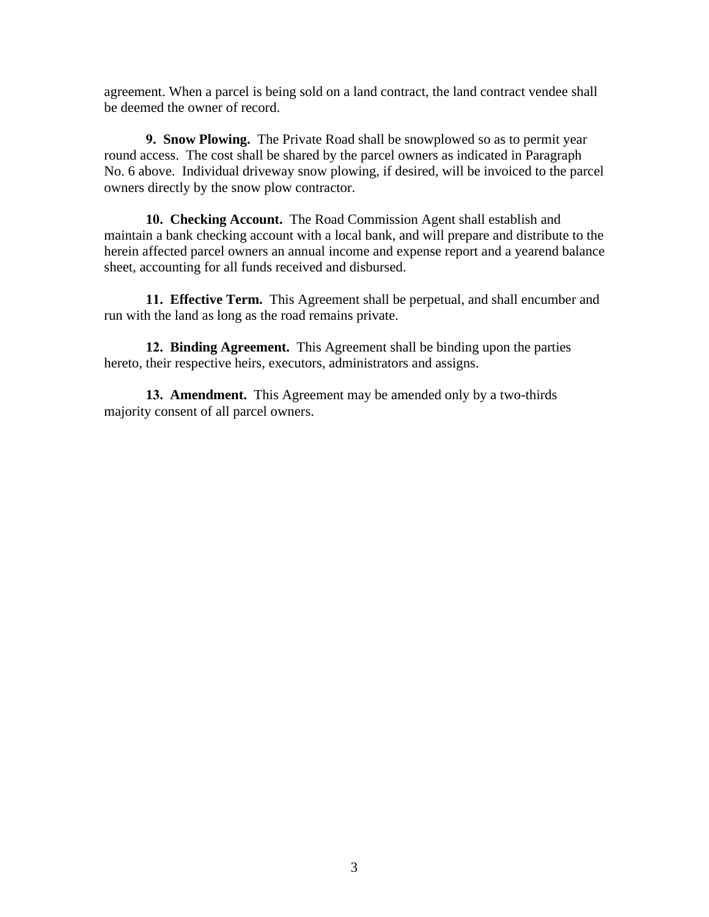agreement. When a parcel is being sold on a land contract, the land contract vendee shall be deemed the owner of record.

**9. Snow Plowing.** The Private Road shall be snowplowed so as to permit year round access. The cost shall be shared by the parcel owners as indicated in Paragraph No. 6 above. Individual driveway snow plowing, if desired, will be invoiced to the parcel owners directly by the snow plow contractor.

**10. Checking Account.** The Road Commission Agent shall establish and maintain a bank checking account with a local bank, and will prepare and distribute to the herein affected parcel owners an annual income and expense report and a yearend balance sheet, accounting for all funds received and disbursed.

**11. Effective Term.** This Agreement shall be perpetual, and shall encumber and run with the land as long as the road remains private.

**12. Binding Agreement.** This Agreement shall be binding upon the parties hereto, their respective heirs, executors, administrators and assigns.

**13. Amendment.** This Agreement may be amended only by a two-thirds majority consent of all parcel owners.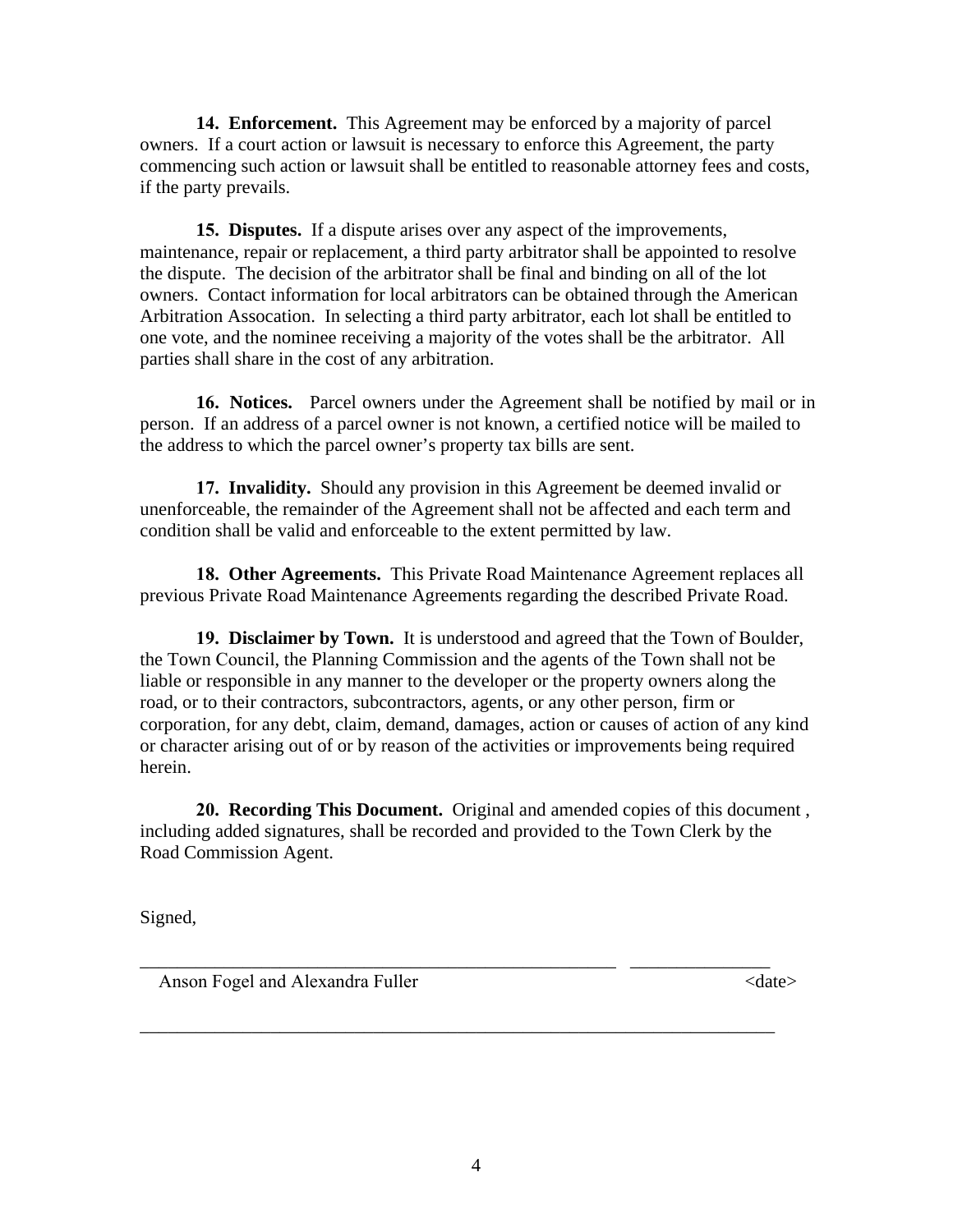**14. Enforcement.** This Agreement may be enforced by a majority of parcel owners. If a court action or lawsuit is necessary to enforce this Agreement, the party commencing such action or lawsuit shall be entitled to reasonable attorney fees and costs, if the party prevails.

**15. Disputes.** If a dispute arises over any aspect of the improvements, maintenance, repair or replacement, a third party arbitrator shall be appointed to resolve the dispute. The decision of the arbitrator shall be final and binding on all of the lot owners. Contact information for local arbitrators can be obtained through the American Arbitration Assocation. In selecting a third party arbitrator, each lot shall be entitled to one vote, and the nominee receiving a majority of the votes shall be the arbitrator. All parties shall share in the cost of any arbitration.

**16. Notices.** Parcel owners under the Agreement shall be notified by mail or in person. If an address of a parcel owner is not known, a certified notice will be mailed to the address to which the parcel owner's property tax bills are sent.

**17. Invalidity.** Should any provision in this Agreement be deemed invalid or unenforceable, the remainder of the Agreement shall not be affected and each term and condition shall be valid and enforceable to the extent permitted by law.

**18. Other Agreements.** This Private Road Maintenance Agreement replaces all previous Private Road Maintenance Agreements regarding the described Private Road.

**19. Disclaimer by Town.** It is understood and agreed that the Town of Boulder, the Town Council, the Planning Commission and the agents of the Town shall not be liable or responsible in any manner to the developer or the property owners along the road, or to their contractors, subcontractors, agents, or any other person, firm or corporation, for any debt, claim, demand, damages, action or causes of action of any kind or character arising out of or by reason of the activities or improvements being required herein.

**20. Recording This Document.** Original and amended copies of this document , including added signatures, shall be recorded and provided to the Town Clerk by the Road Commission Agent.

Signed,

_____________________________________________________ _______________

Anson Fogel and Alexandra Fuller <date>

_______________________________________________________________________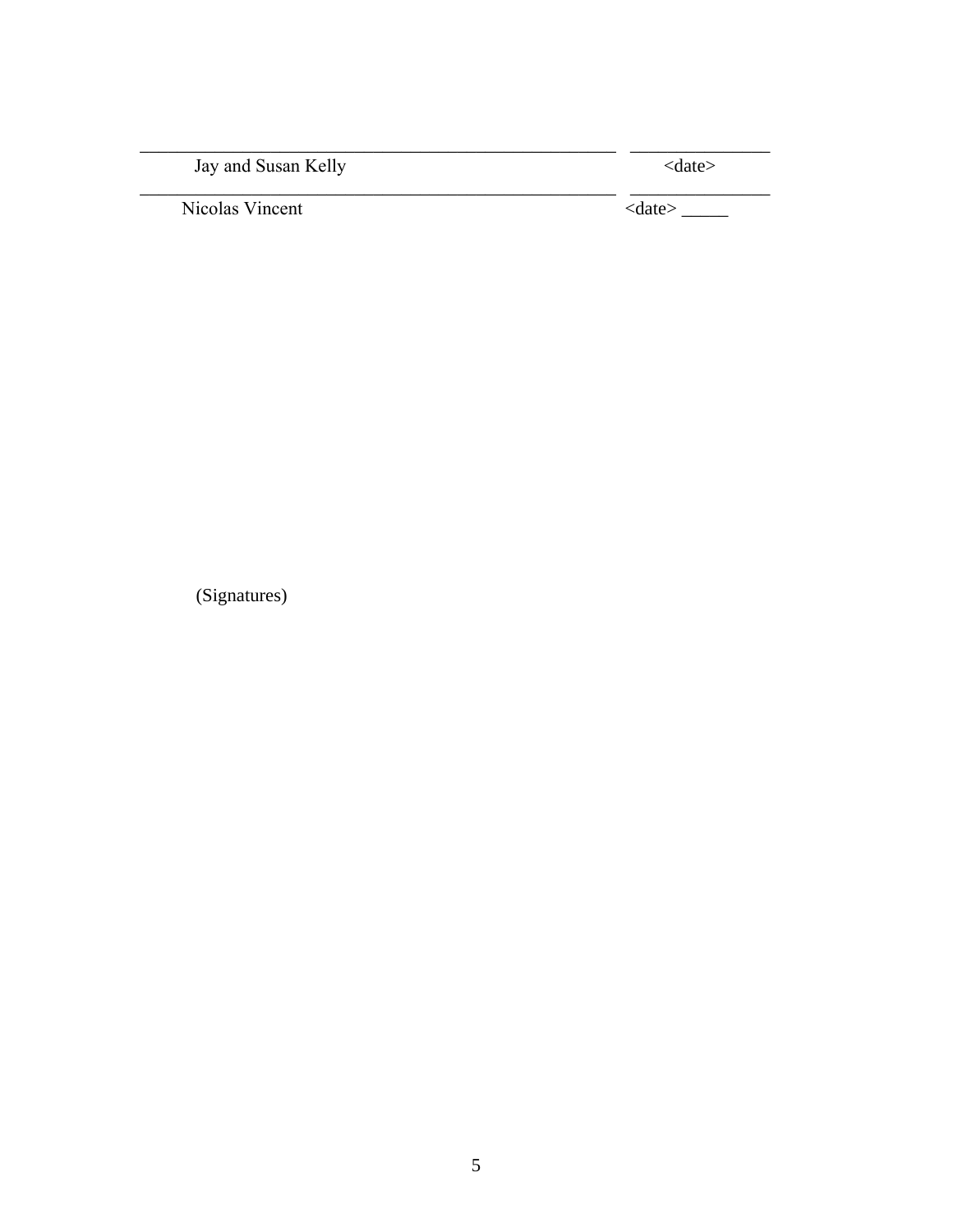_______________________________________________ _____________

Jay and Susan Kelly <date>

_______________________________________________ _____________

Nicolas Vincent <date> _____

(Signatures)